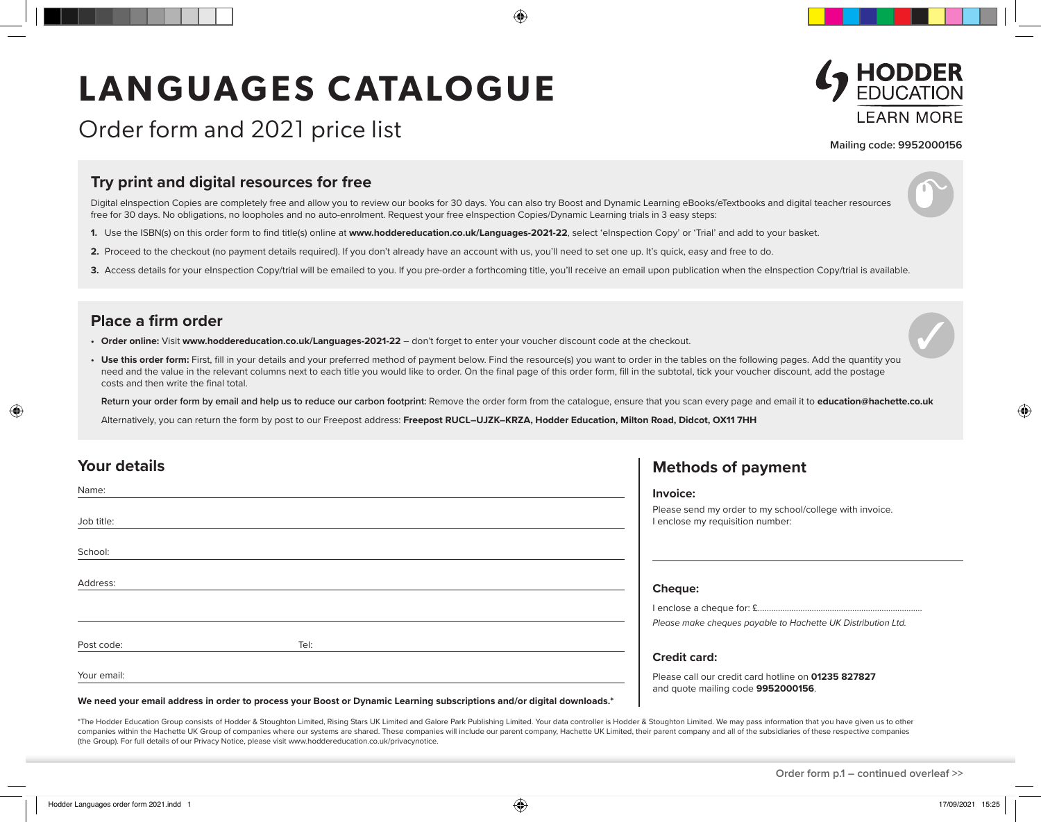# LANGUAGES CATALOGUE

Order form and 2021 price list

HODDER EDUCATION
LEARN MORE

**Mailing code: 9952000156**

## Try print and digital resources for free

Digital eInspection Copies are completely free and allow you to review our books for 30 days. You can also try Boost and Dynamic Learning eBooks/eTextbooks and digital teacher resources free for 30 days. No obligations, no loopholes and no auto-enrolment. Request your free eInspection Copies/Dynamic Learning trials in 3 easy steps:

1. Use the ISBN(s) on this order form to find title(s) online at **www.hoddereducation.co.uk/Languages-2021-22**, select 'eInspection Copy' or 'Trial' and add to your basket.
2. Proceed to the checkout (no payment details required). If you don't already have an account with us, you'll need to set one up. It's quick, easy and free to do.
3. Access details for your eInspection Copy/trial will be emailed to you. If you pre-order a forthcoming title, you'll receive an email upon publication when the eInspection Copy/trial is available.

## Place a firm order

- **Order online:** Visit **www.hoddereducation.co.uk/Languages-2021-22** – don't forget to enter your voucher discount code at the checkout.
- **Use this order form:** First, fill in your details and your preferred method of payment below. Find the resource(s) you want to order in the tables on the following pages. Add the quantity you need and the value in the relevant columns next to each title you would like to order. On the final page of this order form, fill in the subtotal, tick your voucher discount, add the postage costs and then write the final total.

  **Return your order form by email and help us to reduce our carbon footprint:** Remove the order form from the catalogue, ensure that you scan every page and email it to **education@hachette.co.uk**

  Alternatively, you can return the form by post to our Freepost address: **Freepost RUCL–UJZK–KRZA, Hodder Education, Milton Road, Didcot, OX11 7HH**

## Your details

Name:

Job title:

School:

Address:

Post code: Tel:

Your email:

**We need your email address in order to process your Boost or Dynamic Learning subscriptions and/or digital downloads.***

## Methods of payment

### Invoice:

Please send my order to my school/college with invoice.
I enclose my requisition number:

### Cheque:

I enclose a cheque for: £.........................................................................

*Please make cheques payable to Hachette UK Distribution Ltd.*

### Credit card:

Please call our credit card hotline on **01235 827827** and quote mailing code **9952000156**.

*The Hodder Education Group consists of Hodder & Stoughton Limited, Rising Stars UK Limited and Galore Park Publishing Limited. Your data controller is Hodder & Stoughton Limited. We may pass information that you have given us to other companies within the Hachette UK Group of companies where our systems are shared. These companies will include our parent company, Hachette UK Limited, their parent company and all of the subsidiaries of these respective companies (the Group). For full details of our Privacy Notice, please visit www.hoddereducation.co.uk/privacynotice.

Order form p.1 – continued overleaf >>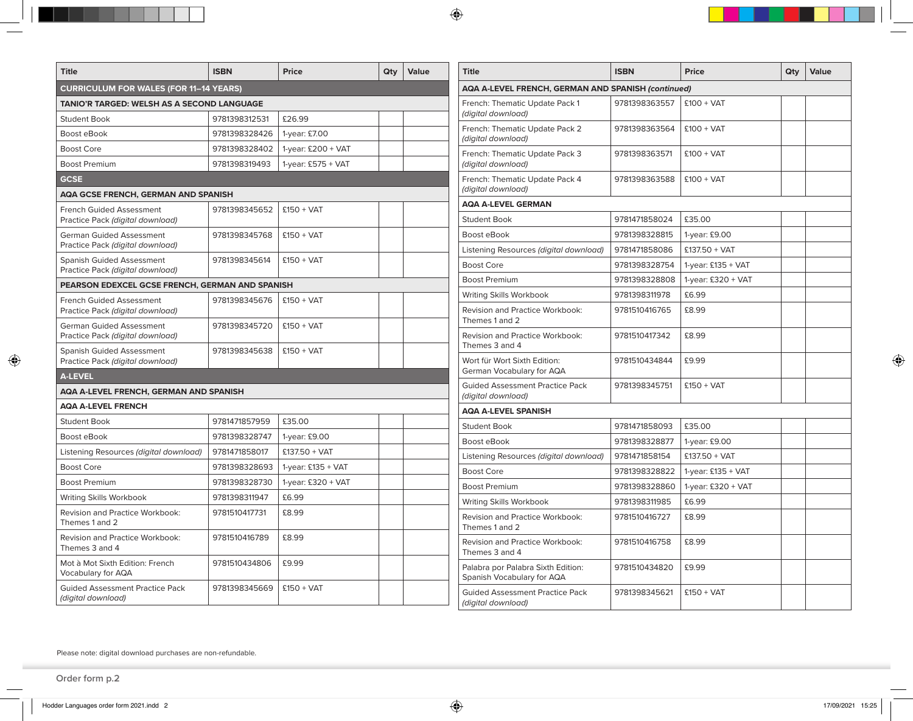| Title | ISBN | Price | Qty | Value |
|---|---|---|---|---|
| **CURRICULUM FOR WALES (FOR 11–14 YEARS)** | | | | |
| **TANIO'R TARGED: WELSH AS A SECOND LANGUAGE** | | | | |
| Student Book | 9781398312531 | £26.99 | | |
| Boost eBook | 9781398328426 | 1-year: £7.00 | | |
| Boost Core | 9781398328402 | 1-year: £200 + VAT | | |
| Boost Premium | 9781398319493 | 1-year: £575 + VAT | | |
| **GCSE** | | | | |
| **AQA GCSE FRENCH, GERMAN AND SPANISH** | | | | |
| French Guided Assessment Practice Pack *(digital download)* | 9781398345652 | £150 + VAT | | |
| German Guided Assessment Practice Pack *(digital download)* | 9781398345768 | £150 + VAT | | |
| Spanish Guided Assessment Practice Pack *(digital download)* | 9781398345614 | £150 + VAT | | |
| **PEARSON EDEXCEL GCSE FRENCH, GERMAN AND SPANISH** | | | | |
| French Guided Assessment Practice Pack *(digital download)* | 9781398345676 | £150 + VAT | | |
| German Guided Assessment Practice Pack *(digital download)* | 9781398345720 | £150 + VAT | | |
| Spanish Guided Assessment Practice Pack *(digital download)* | 9781398345638 | £150 + VAT | | |
| **A-LEVEL** | | | | |
| **AQA A-LEVEL FRENCH, GERMAN AND SPANISH** | | | | |
| **AQA A-LEVEL FRENCH** | | | | |
| Student Book | 9781471857959 | £35.00 | | |
| Boost eBook | 9781398328747 | 1-year: £9.00 | | |
| Listening Resources *(digital download)* | 9781471858017 | £137.50 + VAT | | |
| Boost Core | 9781398328693 | 1-year: £135 + VAT | | |
| Boost Premium | 9781398328730 | 1-year: £320 + VAT | | |
| Writing Skills Workbook | 9781398311947 | £6.99 | | |
| Revision and Practice Workbook: Themes 1 and 2 | 9781510417731 | £8.99 | | |
| Revision and Practice Workbook: Themes 3 and 4 | 9781510416789 | £8.99 | | |
| Mot à Mot Sixth Edition: French Vocabulary for AQA | 9781510434806 | £9.99 | | |
| Guided Assessment Practice Pack *(digital download)* | 9781398345669 | £150 + VAT | | |

| Title | ISBN | Price | Qty | Value |
|---|---|---|---|---|
| **AQA A-LEVEL FRENCH, GERMAN AND SPANISH *(continued)*** | | | | |
| French: Thematic Update Pack 1 *(digital download)* | 9781398363557 | £100 + VAT | | |
| French: Thematic Update Pack 2 *(digital download)* | 9781398363564 | £100 + VAT | | |
| French: Thematic Update Pack 3 *(digital download)* | 9781398363571 | £100 + VAT | | |
| French: Thematic Update Pack 4 *(digital download)* | 9781398363588 | £100 + VAT | | |
| **AQA A-LEVEL GERMAN** | | | | |
| Student Book | 9781471858024 | £35.00 | | |
| Boost eBook | 9781398328815 | 1-year: £9.00 | | |
| Listening Resources *(digital download)* | 9781471858086 | £137.50 + VAT | | |
| Boost Core | 9781398328754 | 1-year: £135 + VAT | | |
| Boost Premium | 9781398328808 | 1-year: £320 + VAT | | |
| Writing Skills Workbook | 9781398311978 | £6.99 | | |
| Revision and Practice Workbook: Themes 1 and 2 | 9781510416765 | £8.99 | | |
| Revision and Practice Workbook: Themes 3 and 4 | 9781510417342 | £8.99 | | |
| Wort für Wort Sixth Edition: German Vocabulary for AQA | 9781510434844 | £9.99 | | |
| Guided Assessment Practice Pack *(digital download)* | 9781398345751 | £150 + VAT | | |
| **AQA A-LEVEL SPANISH** | | | | |
| Student Book | 9781471858093 | £35.00 | | |
| Boost eBook | 9781398328877 | 1-year: £9.00 | | |
| Listening Resources *(digital download)* | 9781471858154 | £137.50 + VAT | | |
| Boost Core | 9781398328822 | 1-year: £135 + VAT | | |
| Boost Premium | 9781398328860 | 1-year: £320 + VAT | | |
| Writing Skills Workbook | 9781398311985 | £6.99 | | |
| Revision and Practice Workbook: Themes 1 and 2 | 9781510416727 | £8.99 | | |
| Revision and Practice Workbook: Themes 3 and 4 | 9781510416758 | £8.99 | | |
| Palabra por Palabra Sixth Edition: Spanish Vocabulary for AQA | 9781510434820 | £9.99 | | |
| Guided Assessment Practice Pack *(digital download)* | 9781398345621 | £150 + VAT | | |

Please note: digital download purchases are non-refundable.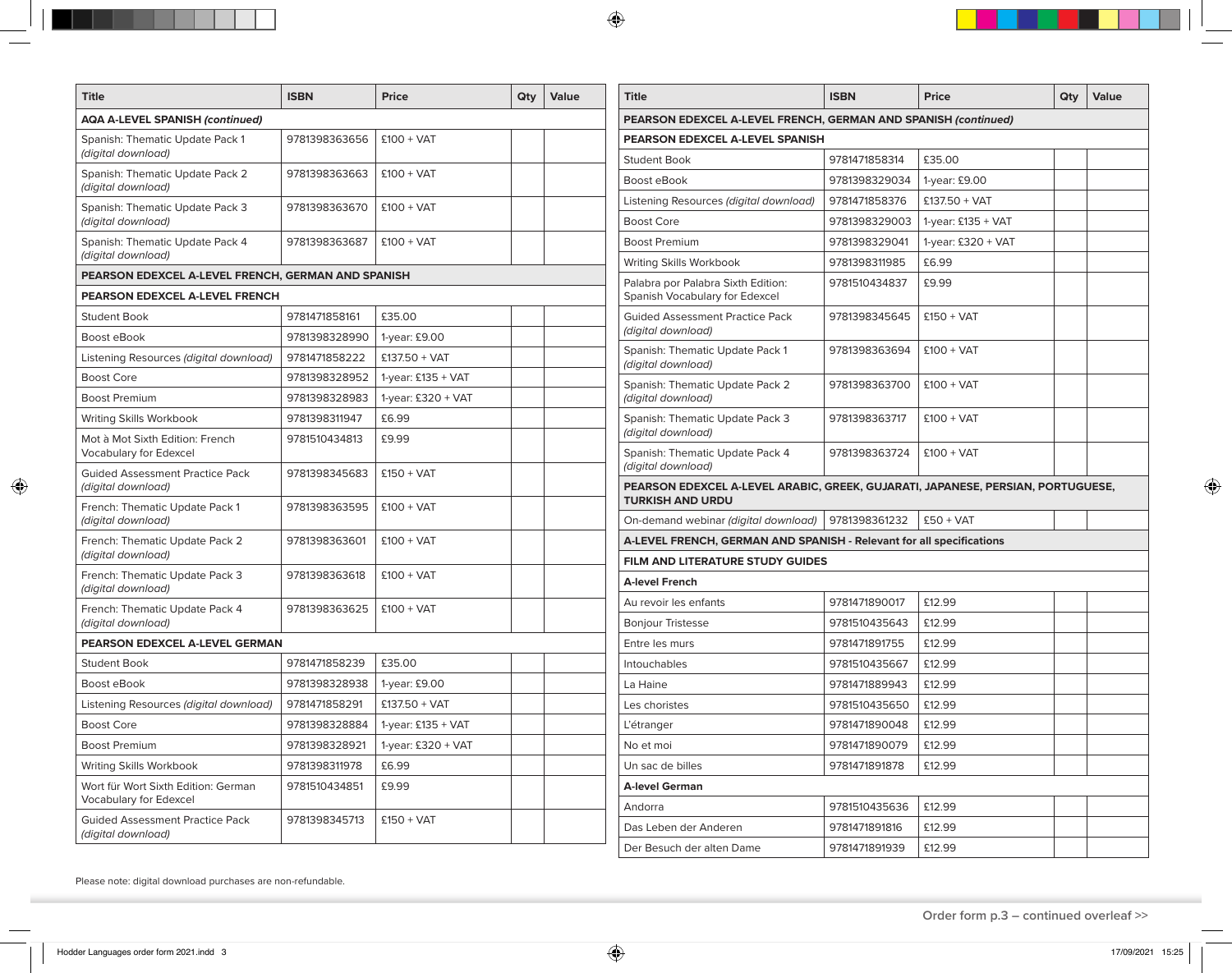| Title | ISBN | Price | Qty | Value |
|---|---|---|---|---|
| **AQA A-LEVEL SPANISH *(continued)*** | | | | |
| Spanish: Thematic Update Pack 1 *(digital download)* | 9781398363656 | £100 + VAT | | |
| Spanish: Thematic Update Pack 2 *(digital download)* | 9781398363663 | £100 + VAT | | |
| Spanish: Thematic Update Pack 3 *(digital download)* | 9781398363670 | £100 + VAT | | |
| Spanish: Thematic Update Pack 4 *(digital download)* | 9781398363687 | £100 + VAT | | |
| **PEARSON EDEXCEL A-LEVEL FRENCH, GERMAN AND SPANISH** | | | | |
| **PEARSON EDEXCEL A-LEVEL FRENCH** | | | | |
| Student Book | 9781471858161 | £35.00 | | |
| Boost eBook | 9781398328990 | 1-year: £9.00 | | |
| Listening Resources *(digital download)* | 9781471858222 | £137.50 + VAT | | |
| Boost Core | 9781398328952 | 1-year: £135 + VAT | | |
| Boost Premium | 9781398328983 | 1-year: £320 + VAT | | |
| Writing Skills Workbook | 9781398311947 | £6.99 | | |
| Mot à Mot Sixth Edition: French Vocabulary for Edexcel | 9781510434813 | £9.99 | | |
| Guided Assessment Practice Pack *(digital download)* | 9781398345683 | £150 + VAT | | |
| French: Thematic Update Pack 1 *(digital download)* | 9781398363595 | £100 + VAT | | |
| French: Thematic Update Pack 2 *(digital download)* | 9781398363601 | £100 + VAT | | |
| French: Thematic Update Pack 3 *(digital download)* | 9781398363618 | £100 + VAT | | |
| French: Thematic Update Pack 4 *(digital download)* | 9781398363625 | £100 + VAT | | |
| **PEARSON EDEXCEL A-LEVEL GERMAN** | | | | |
| Student Book | 9781471858239 | £35.00 | | |
| Boost eBook | 9781398328938 | 1-year: £9.00 | | |
| Listening Resources *(digital download)* | 9781471858291 | £137.50 + VAT | | |
| Boost Core | 9781398328884 | 1-year: £135 + VAT | | |
| Boost Premium | 9781398328921 | 1-year: £320 + VAT | | |
| Writing Skills Workbook | 9781398311978 | £6.99 | | |
| Wort für Wort Sixth Edition: German Vocabulary for Edexcel | 9781510434851 | £9.99 | | |
| Guided Assessment Practice Pack *(digital download)* | 9781398345713 | £150 + VAT | | |

| Title | ISBN | Price | Qty | Value |
|---|---|---|---|---|
| **PEARSON EDEXCEL A-LEVEL FRENCH, GERMAN AND SPANISH *(continued)*** | | | | |
| **PEARSON EDEXCEL A-LEVEL SPANISH** | | | | |
| Student Book | 9781471858314 | £35.00 | | |
| Boost eBook | 9781398329034 | 1-year: £9.00 | | |
| Listening Resources *(digital download)* | 9781471858376 | £137.50 + VAT | | |
| Boost Core | 9781398329003 | 1-year: £135 + VAT | | |
| Boost Premium | 9781398329041 | 1-year: £320 + VAT | | |
| Writing Skills Workbook | 9781398311985 | £6.99 | | |
| Palabra por Palabra Sixth Edition: Spanish Vocabulary for Edexcel | 9781510434837 | £9.99 | | |
| Guided Assessment Practice Pack *(digital download)* | 9781398345645 | £150 + VAT | | |
| Spanish: Thematic Update Pack 1 *(digital download)* | 9781398363694 | £100 + VAT | | |
| Spanish: Thematic Update Pack 2 *(digital download)* | 9781398363700 | £100 + VAT | | |
| Spanish: Thematic Update Pack 3 *(digital download)* | 9781398363717 | £100 + VAT | | |
| Spanish: Thematic Update Pack 4 *(digital download)* | 9781398363724 | £100 + VAT | | |
| **PEARSON EDEXCEL A-LEVEL ARABIC, GREEK, GUJARATI, JAPANESE, PERSIAN, PORTUGUESE, TURKISH AND URDU** | | | | |
| On-demand webinar *(digital download)* | 9781398361232 | £50 + VAT | | |
| **A-LEVEL FRENCH, GERMAN AND SPANISH - Relevant for all specifications** | | | | |
| **FILM AND LITERATURE STUDY GUIDES** | | | | |
| **A-level French** | | | | |
| Au revoir les enfants | 9781471890017 | £12.99 | | |
| Bonjour Tristesse | 9781510435643 | £12.99 | | |
| Entre les murs | 9781471891755 | £12.99 | | |
| Intouchables | 9781510435667 | £12.99 | | |
| La Haine | 9781471889943 | £12.99 | | |
| Les choristes | 9781510435650 | £12.99 | | |
| L'étranger | 9781471890048 | £12.99 | | |
| No et moi | 9781471890079 | £12.99 | | |
| Un sac de billes | 9781471891878 | £12.99 | | |
| **A-level German** | | | | |
| Andorra | 9781510435636 | £12.99 | | |
| Das Leben der Anderen | 9781471891816 | £12.99 | | |
| Der Besuch der alten Dame | 9781471891939 | £12.99 | | |

Please note: digital download purchases are non-refundable.

Order form p.3 – continued overleaf >>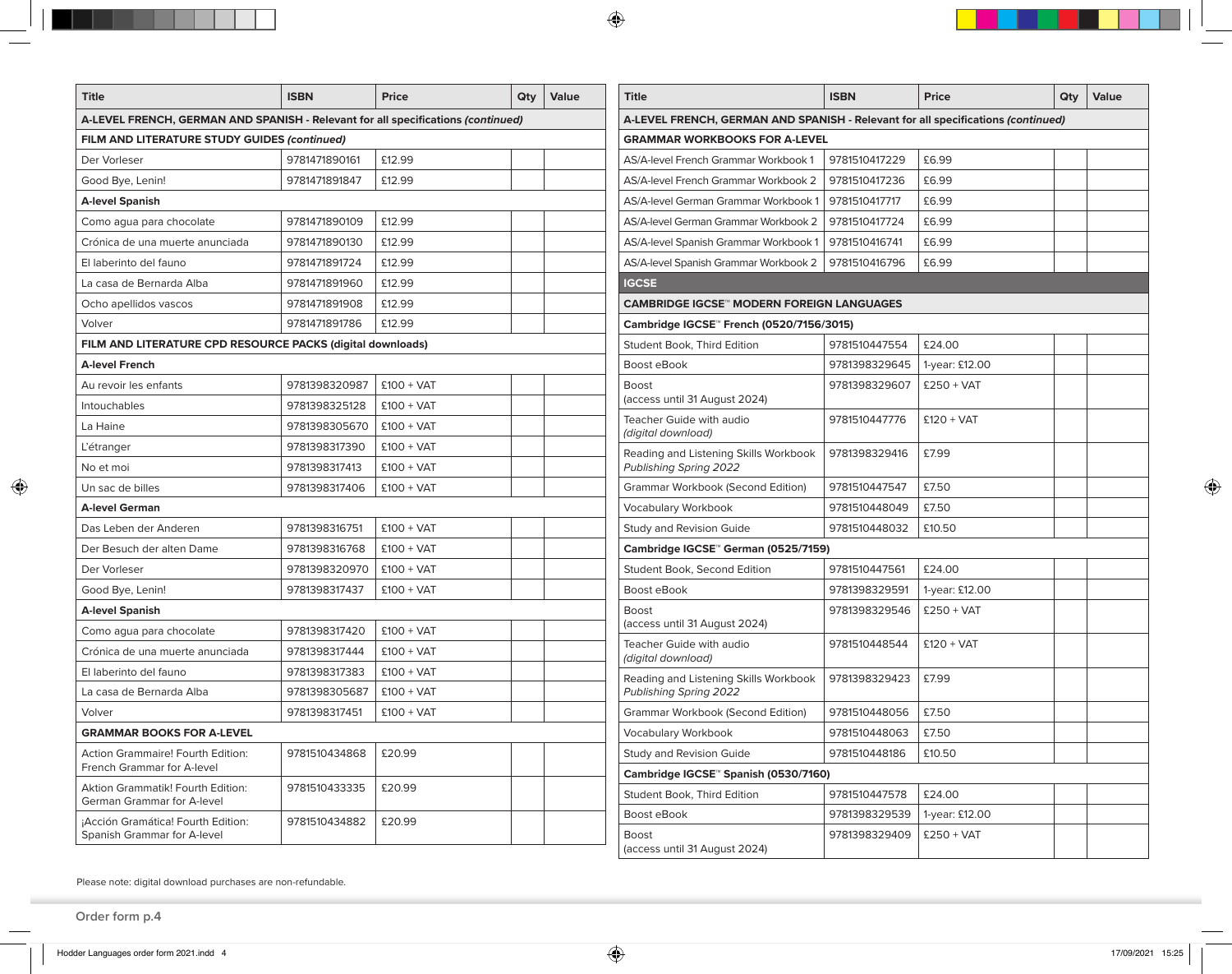| Title | ISBN | Price | Qty | Value |
|---|---|---|---|---|
| **A-LEVEL FRENCH, GERMAN AND SPANISH - Relevant for all specifications *(continued)*** | | | | |
| **FILM AND LITERATURE STUDY GUIDES *(continued)*** | | | | |
| Der Vorleser | 9781471890161 | £12.99 | | |
| Good Bye, Lenin! | 9781471891847 | £12.99 | | |
| **A-level Spanish** | | | | |
| Como agua para chocolate | 9781471890109 | £12.99 | | |
| Crónica de una muerte anunciada | 9781471890130 | £12.99 | | |
| El laberinto del fauno | 9781471891724 | £12.99 | | |
| La casa de Bernarda Alba | 9781471891960 | £12.99 | | |
| Ocho apellidos vascos | 9781471891908 | £12.99 | | |
| Volver | 9781471891786 | £12.99 | | |
| **FILM AND LITERATURE CPD RESOURCE PACKS (digital downloads)** | | | | |
| **A-level French** | | | | |
| Au revoir les enfants | 9781398320987 | £100 + VAT | | |
| Intouchables | 9781398325128 | £100 + VAT | | |
| La Haine | 9781398305670 | £100 + VAT | | |
| L'étranger | 9781398317390 | £100 + VAT | | |
| No et moi | 9781398317413 | £100 + VAT | | |
| Un sac de billes | 9781398317406 | £100 + VAT | | |
| **A-level German** | | | | |
| Das Leben der Anderen | 9781398316751 | £100 + VAT | | |
| Der Besuch der alten Dame | 9781398316768 | £100 + VAT | | |
| Der Vorleser | 9781398320970 | £100 + VAT | | |
| Good Bye, Lenin! | 9781398317437 | £100 + VAT | | |
| **A-level Spanish** | | | | |
| Como agua para chocolate | 9781398317420 | £100 + VAT | | |
| Crónica de una muerte anunciada | 9781398317444 | £100 + VAT | | |
| El laberinto del fauno | 9781398317383 | £100 + VAT | | |
| La casa de Bernarda Alba | 9781398305687 | £100 + VAT | | |
| Volver | 9781398317451 | £100 + VAT | | |
| **GRAMMAR BOOKS FOR A-LEVEL** | | | | |
| Action Grammaire! Fourth Edition: French Grammar for A-level | 9781510434868 | £20.99 | | |
| Aktion Grammatik! Fourth Edition: German Grammar for A-level | 9781510433335 | £20.99 | | |
| ¡Acción Gramática! Fourth Edition: Spanish Grammar for A-level | 9781510434882 | £20.99 | | |

Please note: digital download purchases are non-refundable.

| Title | ISBN | Price | Qty | Value |
|---|---|---|---|---|
| **A-LEVEL FRENCH, GERMAN AND SPANISH - Relevant for all specifications *(continued)*** | | | | |
| **GRAMMAR WORKBOOKS FOR A-LEVEL** | | | | |
| AS/A-level French Grammar Workbook 1 | 9781510417229 | £6.99 | | |
| AS/A-level French Grammar Workbook 2 | 9781510417236 | £6.99 | | |
| AS/A-level German Grammar Workbook 1 | 9781510417717 | £6.99 | | |
| AS/A-level German Grammar Workbook 2 | 9781510417724 | £6.99 | | |
| AS/A-level Spanish Grammar Workbook 1 | 9781510416741 | £6.99 | | |
| AS/A-level Spanish Grammar Workbook 2 | 9781510416796 | £6.99 | | |
| **IGCSE** | | | | |
| **CAMBRIDGE IGCSE™ MODERN FOREIGN LANGUAGES** | | | | |
| **Cambridge IGCSE™ French (0520/7156/3015)** | | | | |
| Student Book, Third Edition | 9781510447554 | £24.00 | | |
| Boost eBook | 9781398329645 | 1-year: £12.00 | | |
| Boost (access until 31 August 2024) | 9781398329607 | £250 + VAT | | |
| Teacher Guide with audio *(digital download)* | 9781510447776 | £120 + VAT | | |
| Reading and Listening Skills Workbook *Publishing Spring 2022* | 9781398329416 | £7.99 | | |
| Grammar Workbook (Second Edition) | 9781510447547 | £7.50 | | |
| Vocabulary Workbook | 9781510448049 | £7.50 | | |
| Study and Revision Guide | 9781510448032 | £10.50 | | |
| **Cambridge IGCSE™ German (0525/7159)** | | | | |
| Student Book, Second Edition | 9781510447561 | £24.00 | | |
| Boost eBook | 9781398329591 | 1-year: £12.00 | | |
| Boost (access until 31 August 2024) | 9781398329546 | £250 + VAT | | |
| Teacher Guide with audio *(digital download)* | 9781510448544 | £120 + VAT | | |
| Reading and Listening Skills Workbook *Publishing Spring 2022* | 9781398329423 | £7.99 | | |
| Grammar Workbook (Second Edition) | 9781510448056 | £7.50 | | |
| Vocabulary Workbook | 9781510448063 | £7.50 | | |
| Study and Revision Guide | 9781510448186 | £10.50 | | |
| **Cambridge IGCSE™ Spanish (0530/7160)** | | | | |
| Student Book, Third Edition | 9781510447578 | £24.00 | | |
| Boost eBook | 9781398329539 | 1-year: £12.00 | | |
| Boost (access until 31 August 2024) | 9781398329409 | £250 + VAT | | |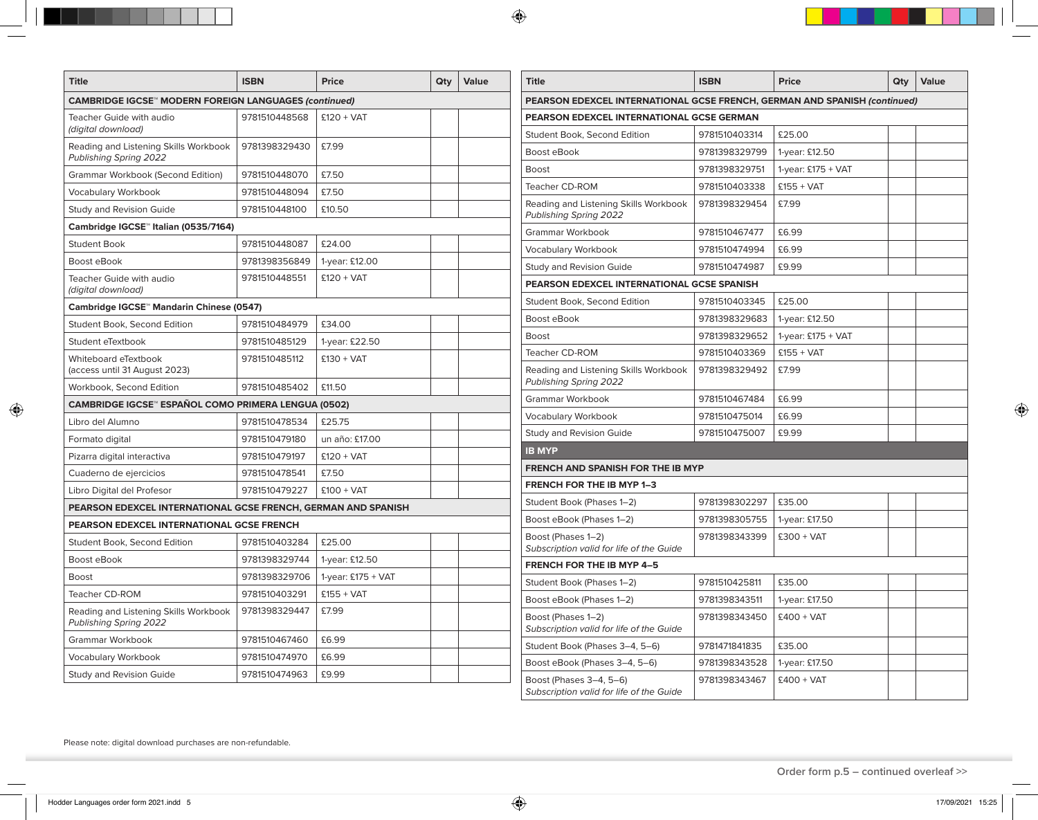| Title | ISBN | Price | Qty | Value |
| --- | --- | --- | --- | --- |
| **CAMBRIDGE IGCSE™ MODERN FOREIGN LANGUAGES *(continued)*** | | | | |
| Teacher Guide with audio *(digital download)* | 9781510448568 | £120 + VAT | | |
| Reading and Listening Skills Workbook *Publishing Spring 2022* | 9781398329430 | £7.99 | | |
| Grammar Workbook (Second Edition) | 9781510448070 | £7.50 | | |
| Vocabulary Workbook | 9781510448094 | £7.50 | | |
| Study and Revision Guide | 9781510448100 | £10.50 | | |
| **Cambridge IGCSE™ Italian (0535/7164)** | | | | |
| Student Book | 9781510448087 | £24.00 | | |
| Boost eBook | 9781398356849 | 1-year: £12.00 | | |
| Teacher Guide with audio *(digital download)* | 9781510448551 | £120 + VAT | | |
| **Cambridge IGCSE™ Mandarin Chinese (0547)** | | | | |
| Student Book, Second Edition | 9781510484979 | £34.00 | | |
| Student eTextbook | 9781510485129 | 1-year: £22.50 | | |
| Whiteboard eTextbook (access until 31 August 2023) | 9781510485112 | £130 + VAT | | |
| Workbook, Second Edition | 9781510485402 | £11.50 | | |
| **CAMBRIDGE IGCSE™ ESPAÑOL COMO PRIMERA LENGUA (0502)** | | | | |
| Libro del Alumno | 9781510478534 | £25.75 | | |
| Formato digital | 9781510479180 | un año: £17.00 | | |
| Pizarra digital interactiva | 9781510479197 | £120 + VAT | | |
| Cuaderno de ejercicios | 9781510478541 | £7.50 | | |
| Libro Digital del Profesor | 9781510479227 | £100 + VAT | | |
| **PEARSON EDEXCEL INTERNATIONAL GCSE FRENCH, GERMAN AND SPANISH** | | | | |
| **PEARSON EDEXCEL INTERNATIONAL GCSE FRENCH** | | | | |
| Student Book, Second Edition | 9781510403284 | £25.00 | | |
| Boost eBook | 9781398329744 | 1-year: £12.50 | | |
| Boost | 9781398329706 | 1-year: £175 + VAT | | |
| Teacher CD-ROM | 9781510403291 | £155 + VAT | | |
| Reading and Listening Skills Workbook *Publishing Spring 2022* | 9781398329447 | £7.99 | | |
| Grammar Workbook | 9781510467460 | £6.99 | | |
| Vocabulary Workbook | 9781510474970 | £6.99 | | |
| Study and Revision Guide | 9781510474963 | £9.99 | | |

| Title | ISBN | Price | Qty | Value |
| --- | --- | --- | --- | --- |
| **PEARSON EDEXCEL INTERNATIONAL GCSE FRENCH, GERMAN AND SPANISH *(continued)*** | | | | |
| **PEARSON EDEXCEL INTERNATIONAL GCSE GERMAN** | | | | |
| Student Book, Second Edition | 9781510403314 | £25.00 | | |
| Boost eBook | 9781398329799 | 1-year: £12.50 | | |
| Boost | 9781398329751 | 1-year: £175 + VAT | | |
| Teacher CD-ROM | 9781510403338 | £155 + VAT | | |
| Reading and Listening Skills Workbook *Publishing Spring 2022* | 9781398329454 | £7.99 | | |
| Grammar Workbook | 9781510467477 | £6.99 | | |
| Vocabulary Workbook | 9781510474994 | £6.99 | | |
| Study and Revision Guide | 9781510474987 | £9.99 | | |
| **PEARSON EDEXCEL INTERNATIONAL GCSE SPANISH** | | | | |
| Student Book, Second Edition | 9781510403345 | £25.00 | | |
| Boost eBook | 9781398329683 | 1-year: £12.50 | | |
| Boost | 9781398329652 | 1-year: £175 + VAT | | |
| Teacher CD-ROM | 9781510403369 | £155 + VAT | | |
| Reading and Listening Skills Workbook *Publishing Spring 2022* | 9781398329492 | £7.99 | | |
| Grammar Workbook | 9781510467484 | £6.99 | | |
| Vocabulary Workbook | 9781510475014 | £6.99 | | |
| Study and Revision Guide | 9781510475007 | £9.99 | | |
| **IB MYP** | | | | |
| **FRENCH AND SPANISH FOR THE IB MYP** | | | | |
| **FRENCH FOR THE IB MYP 1–3** | | | | |
| Student Book (Phases 1–2) | 9781398302297 | £35.00 | | |
| Boost eBook (Phases 1–2) | 9781398305755 | 1-year: £17.50 | | |
| Boost (Phases 1–2) *Subscription valid for life of the Guide* | 9781398343399 | £300 + VAT | | |
| **FRENCH FOR THE IB MYP 4–5** | | | | |
| Student Book (Phases 1–2) | 9781510425811 | £35.00 | | |
| Boost eBook (Phases 1–2) | 9781398343511 | 1-year: £17.50 | | |
| Boost (Phases 1–2) *Subscription valid for life of the Guide* | 9781398343450 | £400 + VAT | | |
| Student Book (Phases 3–4, 5–6) | 9781471841835 | £35.00 | | |
| Boost eBook (Phases 3–4, 5–6) | 9781398343528 | 1-year: £17.50 | | |
| Boost (Phases 3–4, 5–6) *Subscription valid for life of the Guide* | 9781398343467 | £400 + VAT | | |

Please note: digital download purchases are non-refundable.

**Order form p.5 – continued overleaf >>**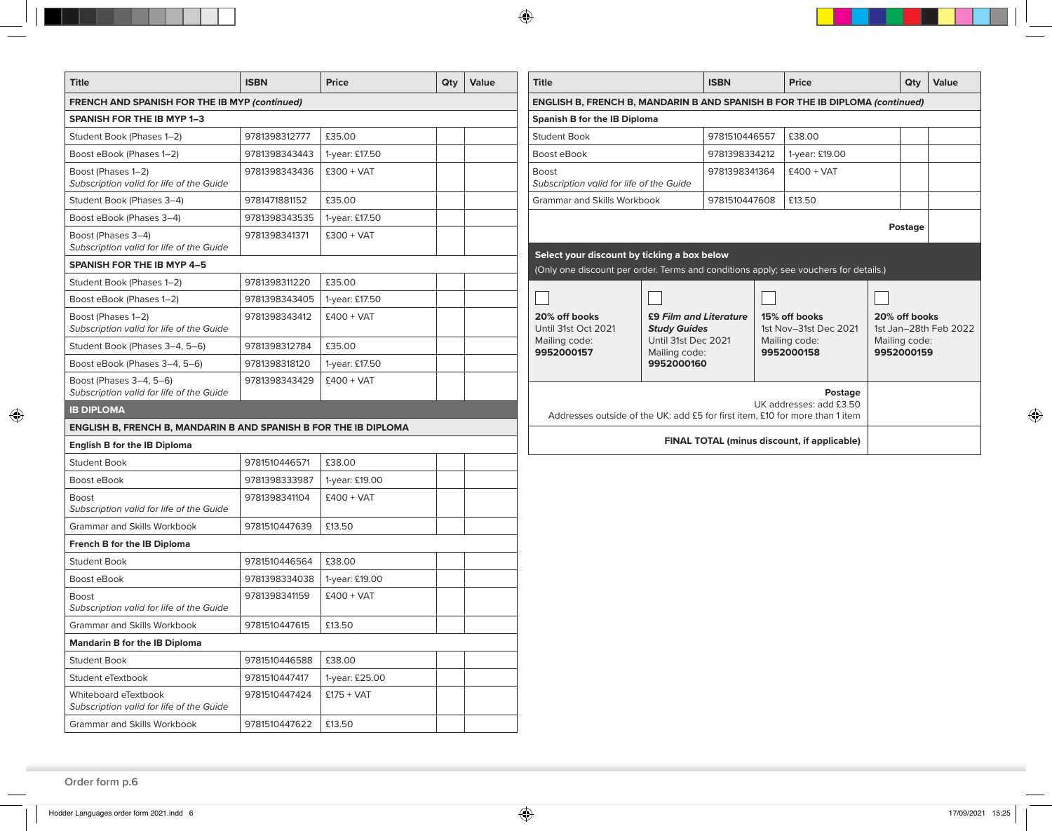| Title | ISBN | Price | Qty | Value |
|---|---|---|---|---|
| **FRENCH AND SPANISH FOR THE IB MYP *(continued)*** | | | | |
| **SPANISH FOR THE IB MYP 1–3** | | | | |
| Student Book (Phases 1–2) | 9781398312777 | £35.00 | | |
| Boost eBook (Phases 1–2) | 9781398343443 | 1-year: £17.50 | | |
| Boost (Phases 1–2) *Subscription valid for life of the Guide* | 9781398343436 | £300 + VAT | | |
| Student Book (Phases 3–4) | 9781471881152 | £35.00 | | |
| Boost eBook (Phases 3–4) | 9781398343535 | 1-year: £17.50 | | |
| Boost (Phases 3–4) *Subscription valid for life of the Guide* | 9781398341371 | £300 + VAT | | |
| **SPANISH FOR THE IB MYP 4–5** | | | | |
| Student Book (Phases 1–2) | 9781398311220 | £35.00 | | |
| Boost eBook (Phases 1–2) | 9781398343405 | 1-year: £17.50 | | |
| Boost (Phases 1–2) *Subscription valid for life of the Guide* | 9781398343412 | £400 + VAT | | |
| Student Book (Phases 3–4, 5–6) | 9781398312784 | £35.00 | | |
| Boost eBook (Phases 3–4, 5–6) | 9781398318120 | 1-year: £17.50 | | |
| Boost (Phases 3–4, 5–6) *Subscription valid for life of the Guide* | 9781398343429 | £400 + VAT | | |
| **IB DIPLOMA** | | | | |
| **ENGLISH B, FRENCH B, MANDARIN B AND SPANISH B FOR THE IB DIPLOMA** | | | | |
| **English B for the IB Diploma** | | | | |
| Student Book | 9781510446571 | £38.00 | | |
| Boost eBook | 9781398333987 | 1-year: £19.00 | | |
| Boost *Subscription valid for life of the Guide* | 9781398341104 | £400 + VAT | | |
| Grammar and Skills Workbook | 9781510447639 | £13.50 | | |
| **French B for the IB Diploma** | | | | |
| Student Book | 9781510446564 | £38.00 | | |
| Boost eBook | 9781398334038 | 1-year: £19.00 | | |
| Boost *Subscription valid for life of the Guide* | 9781398341159 | £400 + VAT | | |
| Grammar and Skills Workbook | 9781510447615 | £13.50 | | |
| **Mandarin B for the IB Diploma** | | | | |
| Student Book | 9781510446588 | £38.00 | | |
| Student eTextbook | 9781510447417 | 1-year: £25.00 | | |
| Whiteboard eTextbook *Subscription valid for life of the Guide* | 9781510447424 | £175 + VAT | | |
| Grammar and Skills Workbook | 9781510447622 | £13.50 | | |

| Title | ISBN | Price | Qty | Value |
|---|---|---|---|---|
| **ENGLISH B, FRENCH B, MANDARIN B AND SPANISH B FOR THE IB DIPLOMA *(continued)*** | | | | |
| **Spanish B for the IB Diploma** | | | | |
| Student Book | 9781510446557 | £38.00 | | |
| Boost eBook | 9781398334212 | 1-year: £19.00 | | |
| Boost *Subscription valid for life of the Guide* | 9781398341364 | £400 + VAT | | |
| Grammar and Skills Workbook | 9781510447608 | £13.50 | | |
| | | | **Postage** | |

**Select your discount by ticking a box below**

(Only one discount per order. Terms and conditions apply; see vouchers for details.)

| | | | |
|---|---|---|---|
| ☐ **20% off books** Until 31st Oct 2021 Mailing code: **9952000157** | ☐ **£9 *Film and Literature Study Guides*** Until 31st Dec 2021 Mailing code: **9952000160** | ☐ **15% off books** 1st Nov–31st Dec 2021 Mailing code: **9952000158** | ☐ **20% off books** 1st Jan–28th Feb 2022 Mailing code: **9952000159** |

| | |
|---|---|
| **Postage** UK addresses: add £3.50 Addresses outside of the UK: add £5 for first item, £10 for more than 1 item | |
| **FINAL TOTAL (minus discount, if applicable)** | |

Order form p.6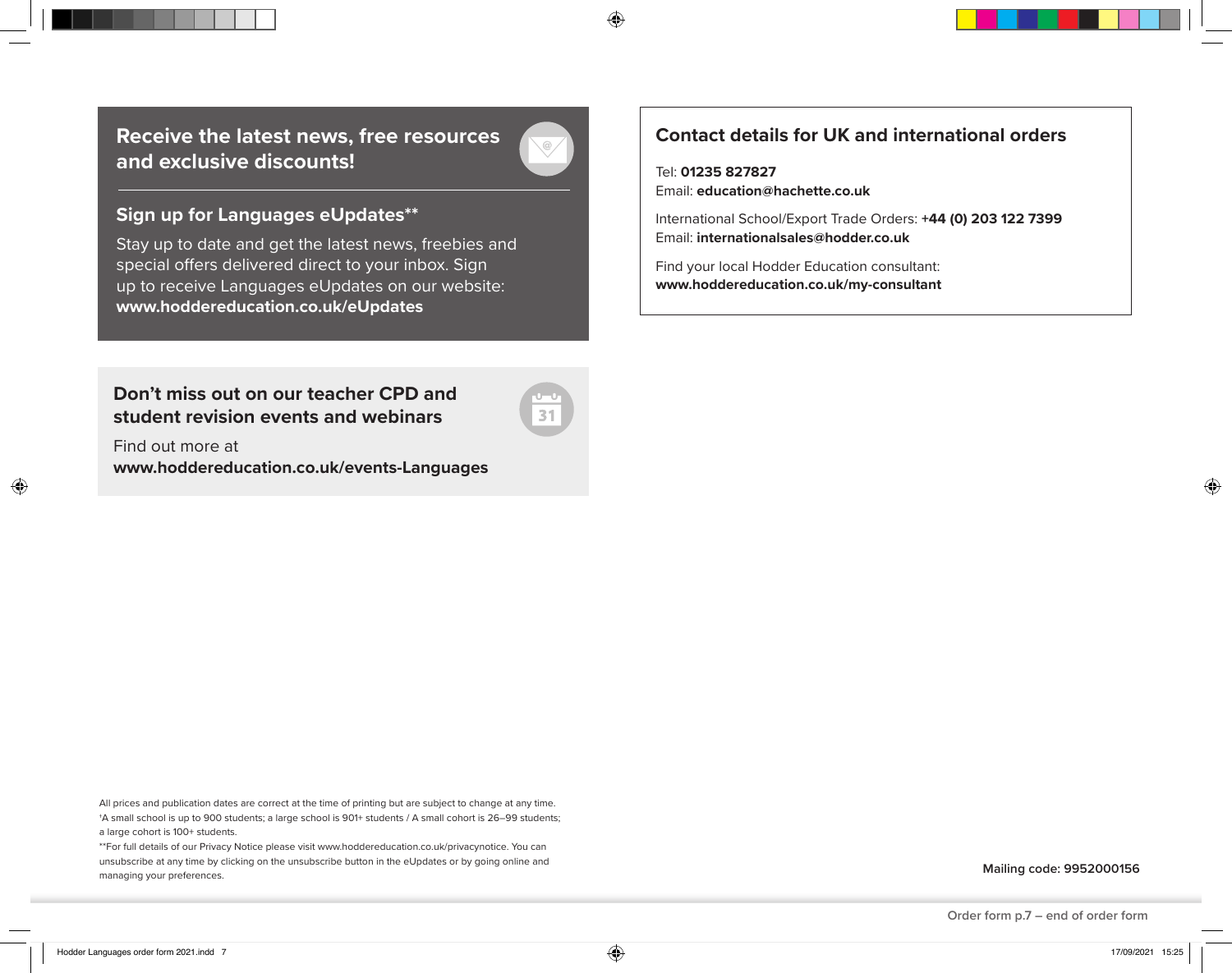## Receive the latest news, free resources and exclusive discounts!

### Sign up for Languages eUpdates**

Stay up to date and get the latest news, freebies and special offers delivered direct to your inbox. Sign up to receive Languages eUpdates on our website: **www.hoddereducation.co.uk/eUpdates**

## Don't miss out on our teacher CPD and student revision events and webinars

Find out more at **www.hoddereducation.co.uk/events-Languages**

## Contact details for UK and international orders

Tel: **01235 827827**
Email: **education@hachette.co.uk**

International School/Export Trade Orders: **+44 (0) 203 122 7399**
Email: **internationalsales@hodder.co.uk**

Find your local Hodder Education consultant:
**www.hoddereducation.co.uk/my-consultant**

All prices and publication dates are correct at the time of printing but are subject to change at any time.
*A small school is up to 900 students; a large school is 901+ students / A small cohort is 26–99 students; a large cohort is 100+ students.
**For full details of our Privacy Notice please visit www.hoddereducation.co.uk/privacynotice. You can unsubscribe at any time by clicking on the unsubscribe button in the eUpdates or by going online and managing your preferences.

**Mailing code: 9952000156**

Order form p.7 – end of order form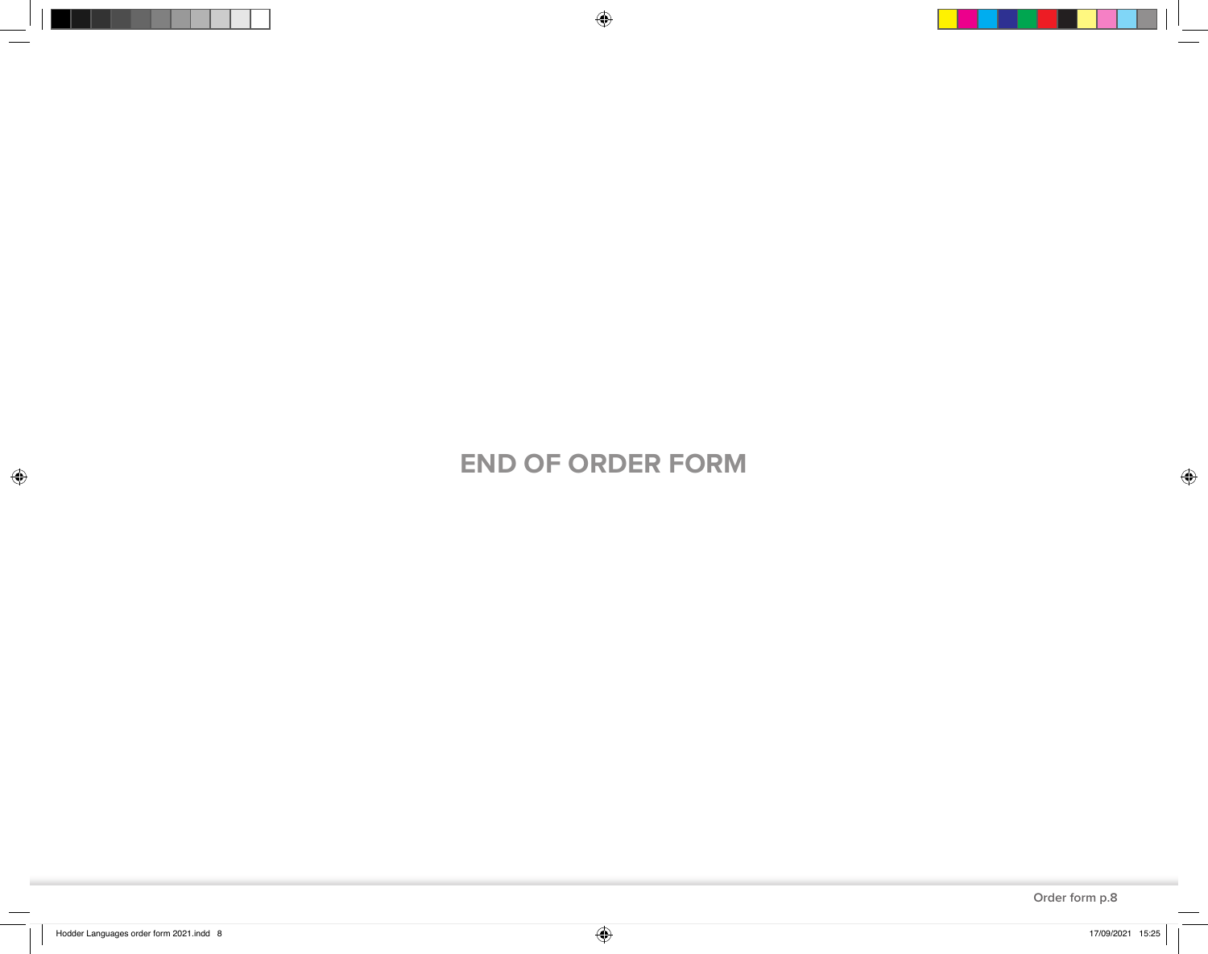# END OF ORDER FORM